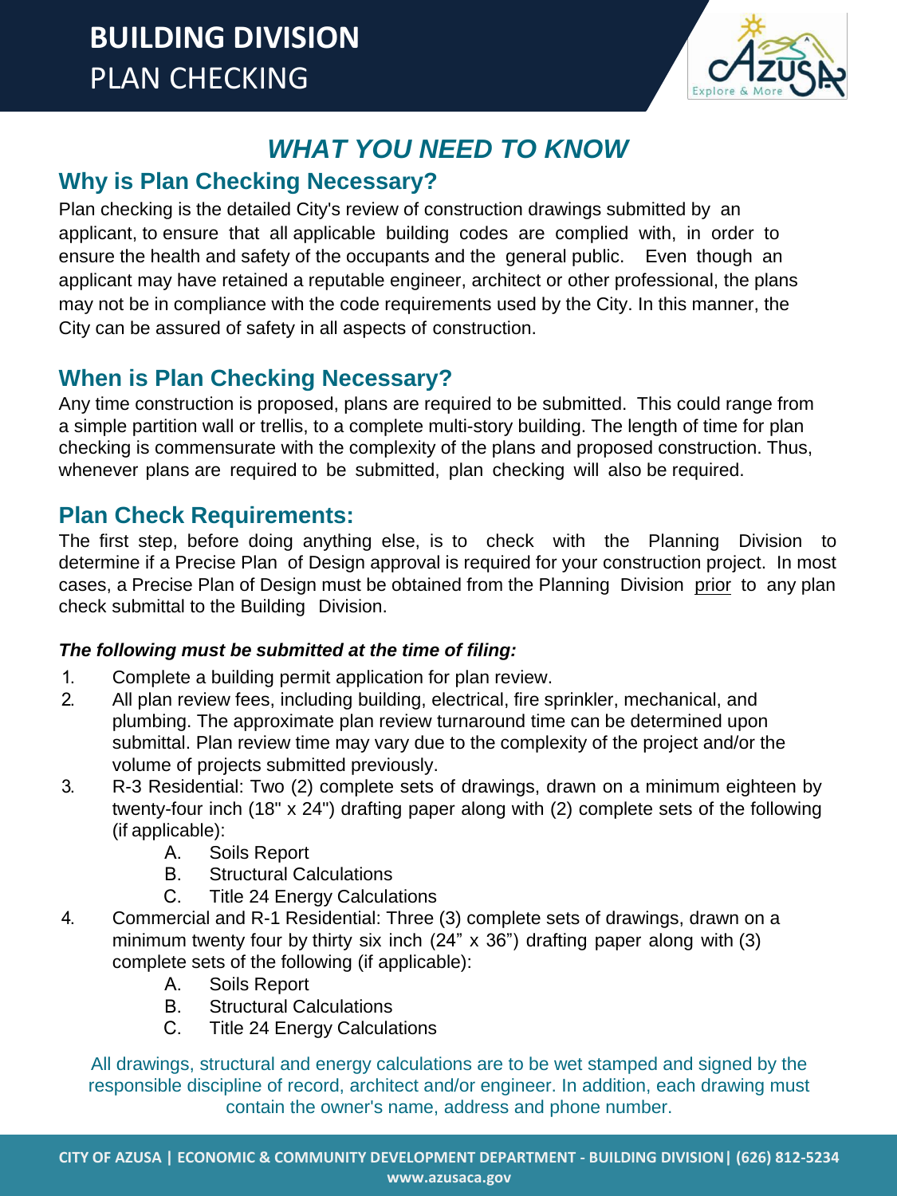# BUILDING DIVISION
PLAN CHECKING

## *WHAT YOU NEED TO KNOW*

## Why is Plan Checking Necessary?

Plan checking is the detailed City's review of construction drawings submitted by an applicant, to ensure that all applicable building codes are complied with, in order to ensure the health and safety of the occupants and the general public. Even though an applicant may have retained a reputable engineer, architect or other professional, the plans may not be in compliance with the code requirements used by the City. In this manner, the City can be assured of safety in all aspects of construction.

## When is Plan Checking Necessary?

Any time construction is proposed, plans are required to be submitted. This could range from a simple partition wall or trellis, to a complete multi-story building. The length of time for plan checking is commensurate with the complexity of the plans and proposed construction. Thus, whenever plans are required to be submitted, plan checking will also be required.

## Plan Check Requirements:

The first step, before doing anything else, is to check with the Planning Division to determine if a Precise Plan of Design approval is required for your construction project. In most cases, a Precise Plan of Design must be obtained from the Planning Division prior to any plan check submittal to the Building Division.

***The following must be submitted at the time of filing:***

1. Complete a building permit application for plan review.
2. All plan review fees, including building, electrical, fire sprinkler, mechanical, and plumbing. The approximate plan review turnaround time can be determined upon submittal. Plan review time may vary due to the complexity of the project and/or the volume of projects submitted previously.
3. R-3 Residential: Two (2) complete sets of drawings, drawn on a minimum eighteen by twenty-four inch (18" x 24") drafting paper along with (2) complete sets of the following (if applicable):
   - A. Soils Report
   - B. Structural Calculations
   - C. Title 24 Energy Calculations
4. Commercial and R-1 Residential: Three (3) complete sets of drawings, drawn on a minimum twenty four by thirty six inch (24" x 36") drafting paper along with (3) complete sets of the following (if applicable):
   - A. Soils Report
   - B. Structural Calculations
   - C. Title 24 Energy Calculations

All drawings, structural and energy calculations are to be wet stamped and signed by the responsible discipline of record, architect and/or engineer. In addition, each drawing must contain the owner's name, address and phone number.

CITY OF AZUSA | ECONOMIC & COMMUNITY DEVELOPMENT DEPARTMENT - BUILDING DIVISION | (626) 812-5234
www.azusaca.gov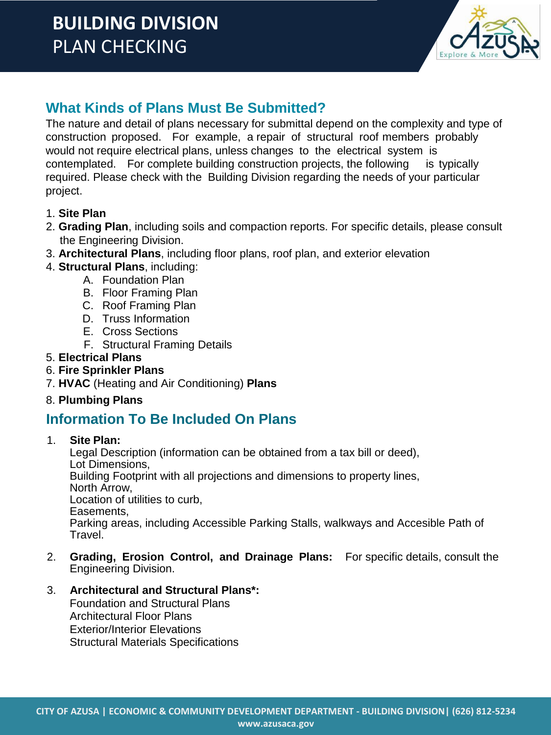## What Kinds of Plans Must Be Submitted?

The nature and detail of plans necessary for submittal depend on the complexity and type of construction proposed. For example, a repair of structural roof members probably would not require electrical plans, unless changes to the electrical system is contemplated. For complete building construction projects, the following is typically required. Please check with the Building Division regarding the needs of your particular project.

1. **Site Plan**
2. **Grading Plan**, including soils and compaction reports. For specific details, please consult the Engineering Division.
3. **Architectural Plans**, including floor plans, roof plan, and exterior elevation
4. **Structural Plans**, including:
   - A. Foundation Plan
   - B. Floor Framing Plan
   - C. Roof Framing Plan
   - D. Truss Information
   - E. Cross Sections
   - F. Structural Framing Details
5. **Electrical Plans**
6. **Fire Sprinkler Plans**
7. **HVAC** (Heating and Air Conditioning) **Plans**
8. **Plumbing Plans**

## Information To Be Included On Plans

1. **Site Plan:**
   Legal Description (information can be obtained from a tax bill or deed),
   Lot Dimensions,
   Building Footprint with all projections and dimensions to property lines,
   North Arrow,
   Location of utilities to curb,
   Easements,
   Parking areas, including Accessible Parking Stalls, walkways and Accesible Path of Travel.

2. **Grading, Erosion Control, and Drainage Plans:** For specific details, consult the Engineering Division.

3. **Architectural and Structural Plans*:**
   Foundation and Structural Plans
   Architectural Floor Plans
   Exterior/Interior Elevations
   Structural Materials Specifications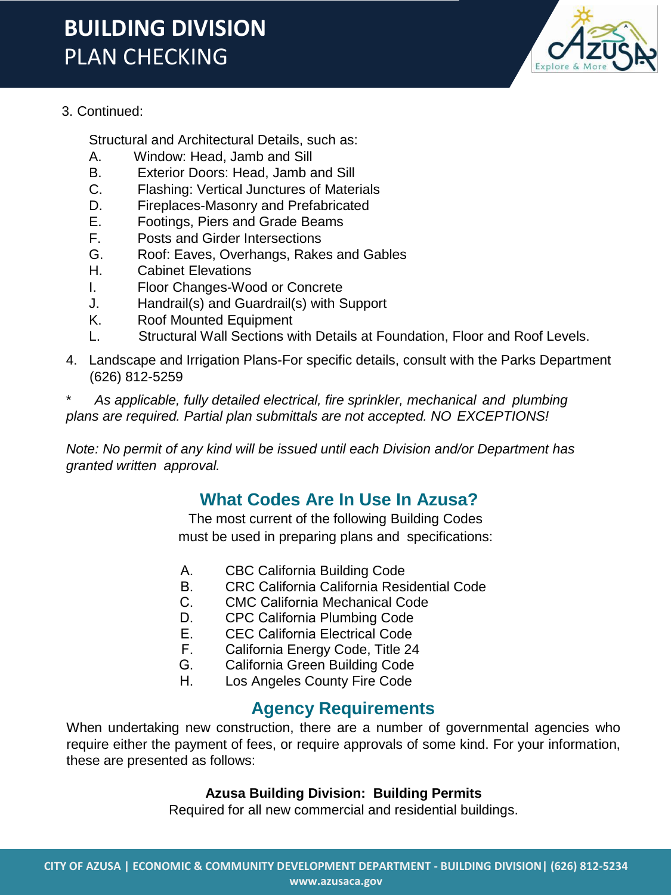3. Continued:

   Structural and Architectural Details, such as:

   A. Window: Head, Jamb and Sill
   B. Exterior Doors: Head, Jamb and Sill
   C. Flashing: Vertical Junctures of Materials
   D. Fireplaces-Masonry and Prefabricated
   E. Footings, Piers and Grade Beams
   F. Posts and Girder Intersections
   G. Roof: Eaves, Overhangs, Rakes and Gables
   H. Cabinet Elevations
   I. Floor Changes-Wood or Concrete
   J. Handrail(s) and Guardrail(s) with Support
   K. Roof Mounted Equipment
   L. Structural Wall Sections with Details at Foundation, Floor and Roof Levels.

4. Landscape and Irrigation Plans-For specific details, consult with the Parks Department (626) 812-5259

\* *As applicable, fully detailed electrical, fire sprinkler, mechanical and plumbing plans are required. Partial plan submittals are not accepted. NO EXCEPTIONS!*

*Note: No permit of any kind will be issued until each Division and/or Department has granted written approval.*

## What Codes Are In Use In Azusa?

The most current of the following Building Codes must be used in preparing plans and specifications:

A. CBC California Building Code
B. CRC California California Residential Code
C. CMC California Mechanical Code
D. CPC California Plumbing Code
E. CEC California Electrical Code
F. California Energy Code, Title 24
G. California Green Building Code
H. Los Angeles County Fire Code

## Agency Requirements

When undertaking new construction, there are a number of governmental agencies who require either the payment of fees, or require approvals of some kind. For your information, these are presented as follows:

**Azusa Building Division: Building Permits**

Required for all new commercial and residential buildings.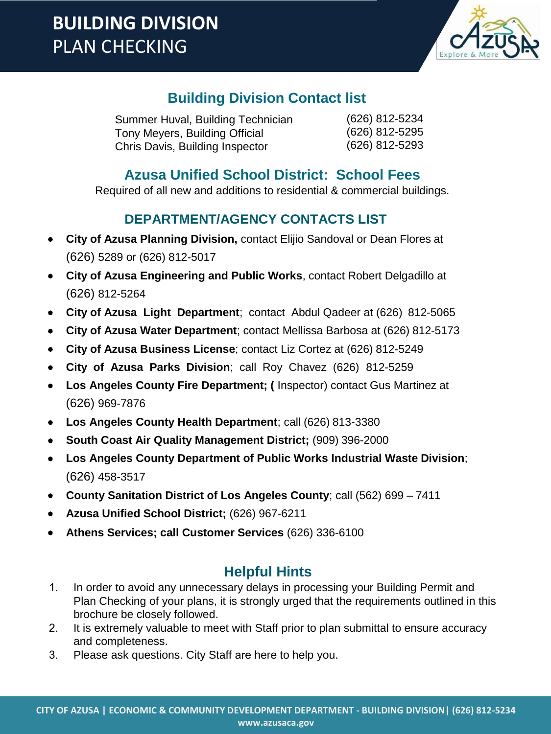# BUILDING DIVISION
PLAN CHECKING

## Building Division Contact list

| | |
|---|---|
| Summer Huval, Building Technician | (626) 812-5234 |
| Tony Meyers, Building Official | (626) 812-5295 |
| Chris Davis, Building Inspector | (626) 812-5293 |

## Azusa Unified School District: School Fees

Required of all new and additions to residential & commercial buildings.

## DEPARTMENT/AGENCY CONTACTS LIST

- **City of Azusa Planning Division,** contact Elijio Sandoval or Dean Flores at (626) 5289 or (626) 812-5017
- **City of Azusa Engineering and Public Works**, contact Robert Delgadillo at (626) 812-5264
- **City of Azusa Light Department**; contact Abdul Qadeer at (626) 812-5065
- **City of Azusa Water Department**; contact Mellissa Barbosa at (626) 812-5173
- **City of Azusa Business License**; contact Liz Cortez at (626) 812-5249
- **City of Azusa Parks Division**; call Roy Chavez (626) 812-5259
- **Los Angeles County Fire Department; (** Inspector) contact Gus Martinez at (626) 969-7876
- **Los Angeles County Health Department**; call (626) 813-3380
- **South Coast Air Quality Management District;** (909) 396-2000
- **Los Angeles County Department of Public Works Industrial Waste Division**; (626) 458-3517
- **County Sanitation District of Los Angeles County**; call (562) 699 – 7411
- **Azusa Unified School District;** (626) 967-6211
- **Athens Services; call Customer Services** (626) 336-6100

## Helpful Hints

1. In order to avoid any unnecessary delays in processing your Building Permit and Plan Checking of your plans, it is strongly urged that the requirements outlined in this brochure be closely followed.
2. It is extremely valuable to meet with Staff prior to plan submittal to ensure accuracy and completeness.
3. Please ask questions. City Staff are here to help you.

CITY OF AZUSA | ECONOMIC & COMMUNITY DEVELOPMENT DEPARTMENT - BUILDING DIVISION| (626) 812-5234
www.azusaca.gov